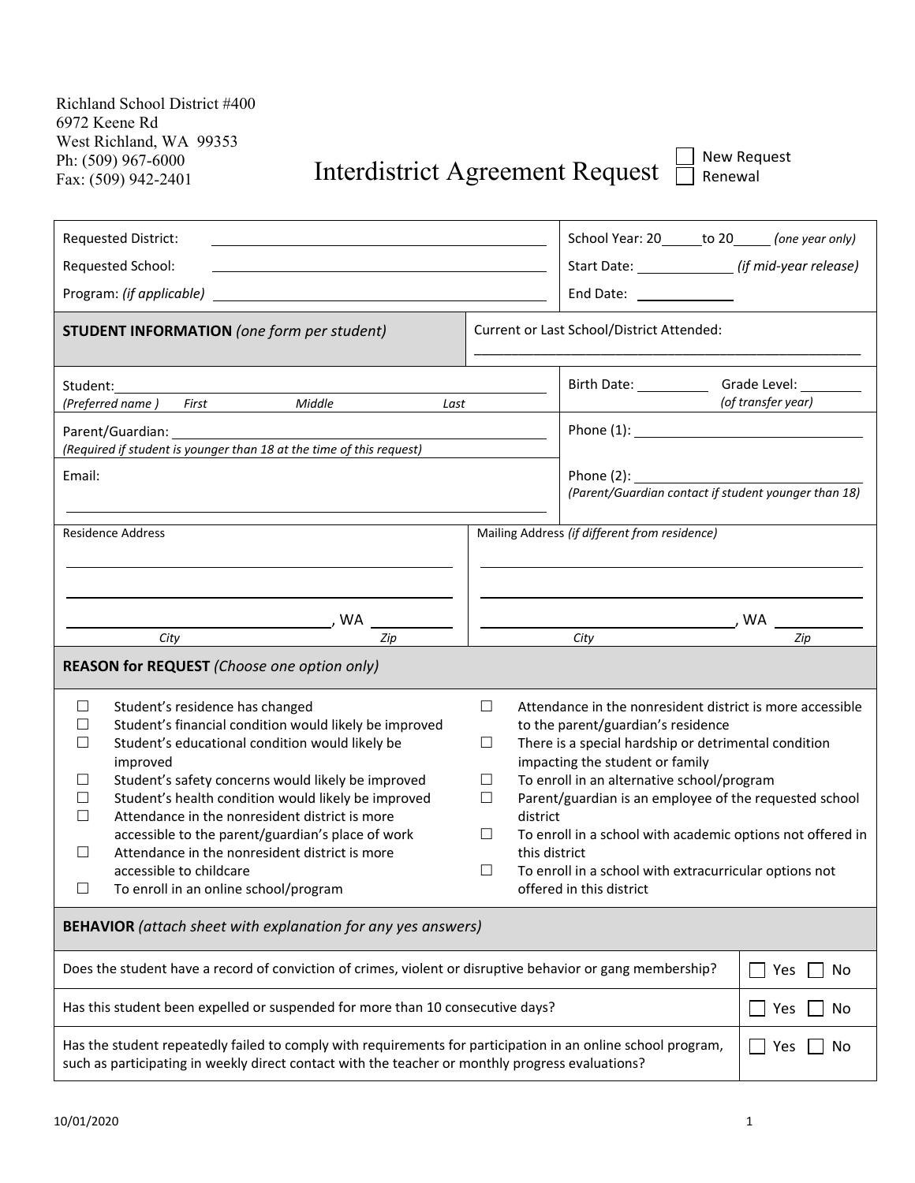Richland School District #400
6972 Keene Rd
West Richland, WA 99353
Ph: (509) 967-6000
Fax: (509) 942-2401

# Interdistrict Agreement Request

☐ New Request
☐ Renewal

| | |
|---|---|
| Requested District: ______________________<br>Requested School: ______________________<br>Program: *(if applicable)* ______________________ | School Year: 20____to 20____ *(one year only)*<br>Start Date: __________ *(if mid-year release)*<br>End Date: __________ |
| **STUDENT INFORMATION** *(one form per student)* | Current or Last School/District Attended: ______________________ |
| Student: ______________________<br>*(Preferred name)* *First* *Middle* *Last* | Birth Date: ________ Grade Level: ________ *(of transfer year)* |
| Parent/Guardian: ______________________<br>*(Required if student is younger than 18 at the time of this request)* | Phone (1): ______________________ |
| Email: ______________________ | Phone (2): ______________________<br>*(Parent/Guardian contact if student younger than 18)* |
| Residence Address<br>______________________<br>______________________<br>______________________, WA ________<br>*City* *Zip* | Mailing Address *(if different from residence)*<br>______________________<br>______________________<br>______________________, WA ________<br>*City* *Zip* |

## REASON for REQUEST *(Choose one option only)*

- ☐ Student's residence has changed
- ☐ Student's financial condition would likely be improved
- ☐ Student's educational condition would likely be improved
- ☐ Student's safety concerns would likely be improved
- ☐ Student's health condition would likely be improved
- ☐ Attendance in the nonresident district is more accessible to the parent/guardian's place of work
- ☐ Attendance in the nonresident district is more accessible to childcare
- ☐ To enroll in an online school/program
- ☐ Attendance in the nonresident district is more accessible to the parent/guardian's residence
- ☐ There is a special hardship or detrimental condition impacting the student or family
- ☐ To enroll in an alternative school/program
- ☐ Parent/guardian is an employee of the requested school district
- ☐ To enroll in a school with academic options not offered in this district
- ☐ To enroll in a school with extracurricular options not offered in this district

## BEHAVIOR *(attach sheet with explanation for any yes answers)*

| Question | Answer |
|---|---|
| Does the student have a record of conviction of crimes, violent or disruptive behavior or gang membership? | ☐ Yes ☐ No |
| Has this student been expelled or suspended for more than 10 consecutive days? | ☐ Yes ☐ No |
| Has the student repeatedly failed to comply with requirements for participation in an online school program, such as participating in weekly direct contact with the teacher or monthly progress evaluations? | ☐ Yes ☐ No |

10/01/2020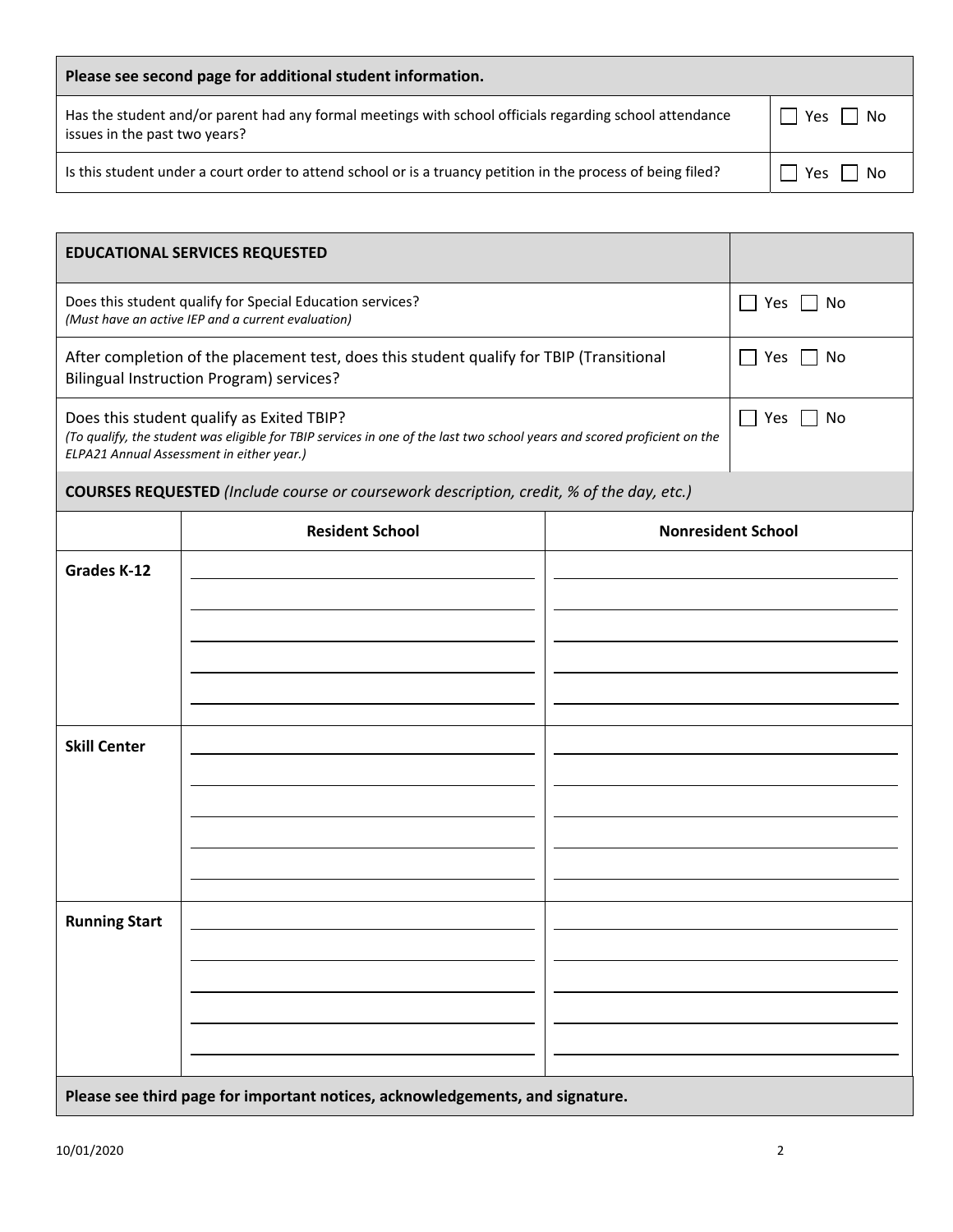| Please see second page for additional student information. | |
|---|---|
| Has the student and/or parent had any formal meetings with school officials regarding school attendance issues in the past two years? | ☐ Yes ☐ No |
| Is this student under a court order to attend school or is a truancy petition in the process of being filed? | ☐ Yes ☐ No |

| **EDUCATIONAL SERVICES REQUESTED** | |
|---|---|
| Does this student qualify for Special Education services?<br>*(Must have an active IEP and a current evaluation)* | ☐ Yes ☐ No |
| After completion of the placement test, does this student qualify for TBIP (Transitional Bilingual Instruction Program) services? | ☐ Yes ☐ No |
| Does this student qualify as Exited TBIP?<br>*(To qualify, the student was eligible for TBIP services in one of the last two school years and scored proficient on the ELPA21 Annual Assessment in either year.)* | ☐ Yes ☐ No |

**COURSES REQUESTED** *(Include course or coursework description, credit, % of the day, etc.)*

| | Resident School | Nonresident School |
|---|---|---|
| **Grades K-12** | | |
| **Skill Center** | | |
| **Running Start** | | |

**Please see third page for important notices, acknowledgements, and signature.**

10/01/2020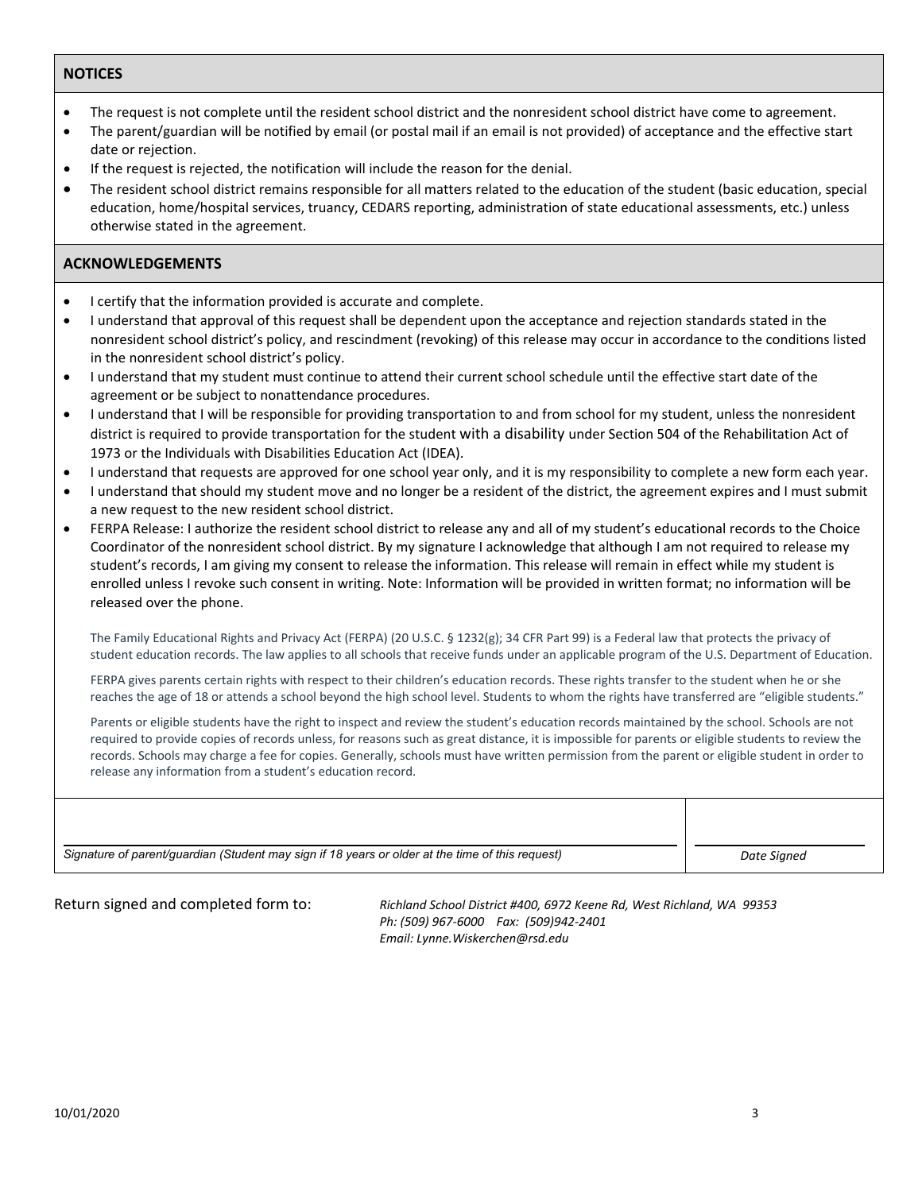## NOTICES

- The request is not complete until the resident school district and the nonresident school district have come to agreement.
- The parent/guardian will be notified by email (or postal mail if an email is not provided) of acceptance and the effective start date or rejection.
- If the request is rejected, the notification will include the reason for the denial.
- The resident school district remains responsible for all matters related to the education of the student (basic education, special education, home/hospital services, truancy, CEDARS reporting, administration of state educational assessments, etc.) unless otherwise stated in the agreement.

## ACKNOWLEDGEMENTS

- I certify that the information provided is accurate and complete.
- I understand that approval of this request shall be dependent upon the acceptance and rejection standards stated in the nonresident school district's policy, and rescindment (revoking) of this release may occur in accordance to the conditions listed in the nonresident school district's policy.
- I understand that my student must continue to attend their current school schedule until the effective start date of the agreement or be subject to nonattendance procedures.
- I understand that I will be responsible for providing transportation to and from school for my student, unless the nonresident district is required to provide transportation for the student with a disability under Section 504 of the Rehabilitation Act of 1973 or the Individuals with Disabilities Education Act (IDEA).
- I understand that requests are approved for one school year only, and it is my responsibility to complete a new form each year.
- I understand that should my student move and no longer be a resident of the district, the agreement expires and I must submit a new request to the new resident school district.
- FERPA Release: I authorize the resident school district to release any and all of my student's educational records to the Choice Coordinator of the nonresident school district. By my signature I acknowledge that although I am not required to release my student's records, I am giving my consent to release the information. This release will remain in effect while my student is enrolled unless I revoke such consent in writing. Note: Information will be provided in written format; no information will be released over the phone.

The Family Educational Rights and Privacy Act (FERPA) (20 U.S.C. § 1232(g); 34 CFR Part 99) is a Federal law that protects the privacy of student education records. The law applies to all schools that receive funds under an applicable program of the U.S. Department of Education.

FERPA gives parents certain rights with respect to their children's education records. These rights transfer to the student when he or she reaches the age of 18 or attends a school beyond the high school level. Students to whom the rights have transferred are "eligible students."

Parents or eligible students have the right to inspect and review the student's education records maintained by the school. Schools are not required to provide copies of records unless, for reasons such as great distance, it is impossible for parents or eligible students to review the records. Schools may charge a fee for copies. Generally, schools must have written permission from the parent or eligible student in order to release any information from a student's education record.

| | |
|---|---|
| | |
| *Signature of parent/guardian (Student may sign if 18 years or older at the time of this request)* | *Date Signed* |

Return signed and completed form to: *Richland School District #400, 6972 Keene Rd, West Richland, WA 99353*
*Ph: (509) 967-6000 Fax: (509)942-2401*
*Email: Lynne.Wiskerchen@rsd.edu*

10/01/2020